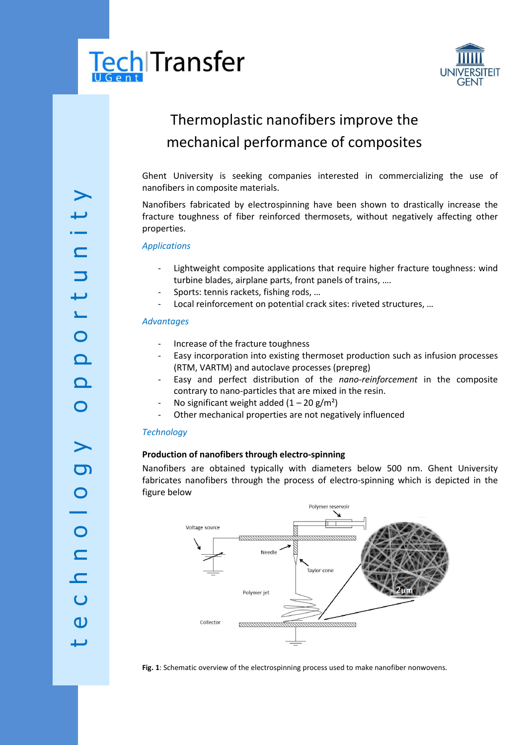# Thermoplastic nanofibers improve the mechanical performance of composites

Ghent University is seeking companies interested in commercializing the use of nanofibers in composite materials.

Nanofibers fabricated by electrospinning have been shown to drastically increase the fracture toughness of fiber reinforced thermosets, without negatively affecting other properties.

### *Applications*

- Lightweight composite applications that require higher fracture toughness: wind turbine blades, airplane parts, front panels of trains, ….
- Sports: tennis rackets, fishing rods, …
- Local reinforcement on potential crack sites: riveted structures, …

### *Advantages*

- Increase of the fracture toughness
- Easy incorporation into existing thermoset production such as infusion processes (RTM, VARTM) and autoclave processes (prepreg)
- Easy and perfect distribution of the *nano-reinforcement* in the composite contrary to nano-particles that are mixed in the resin.
- No significant weight added (1 – 20 g/m²)
- Other mechanical properties are not negatively influenced

### *Technology*

**Production of nanofibers through electro-spinning**

Nanofibers are obtained typically with diameters below 500 nm. Ghent University fabricates nanofibers through the process of electro-spinning which is depicted in the figure below

**Fig. 1**: Schematic overview of the electrospinning process used to make nanofiber nonwovens.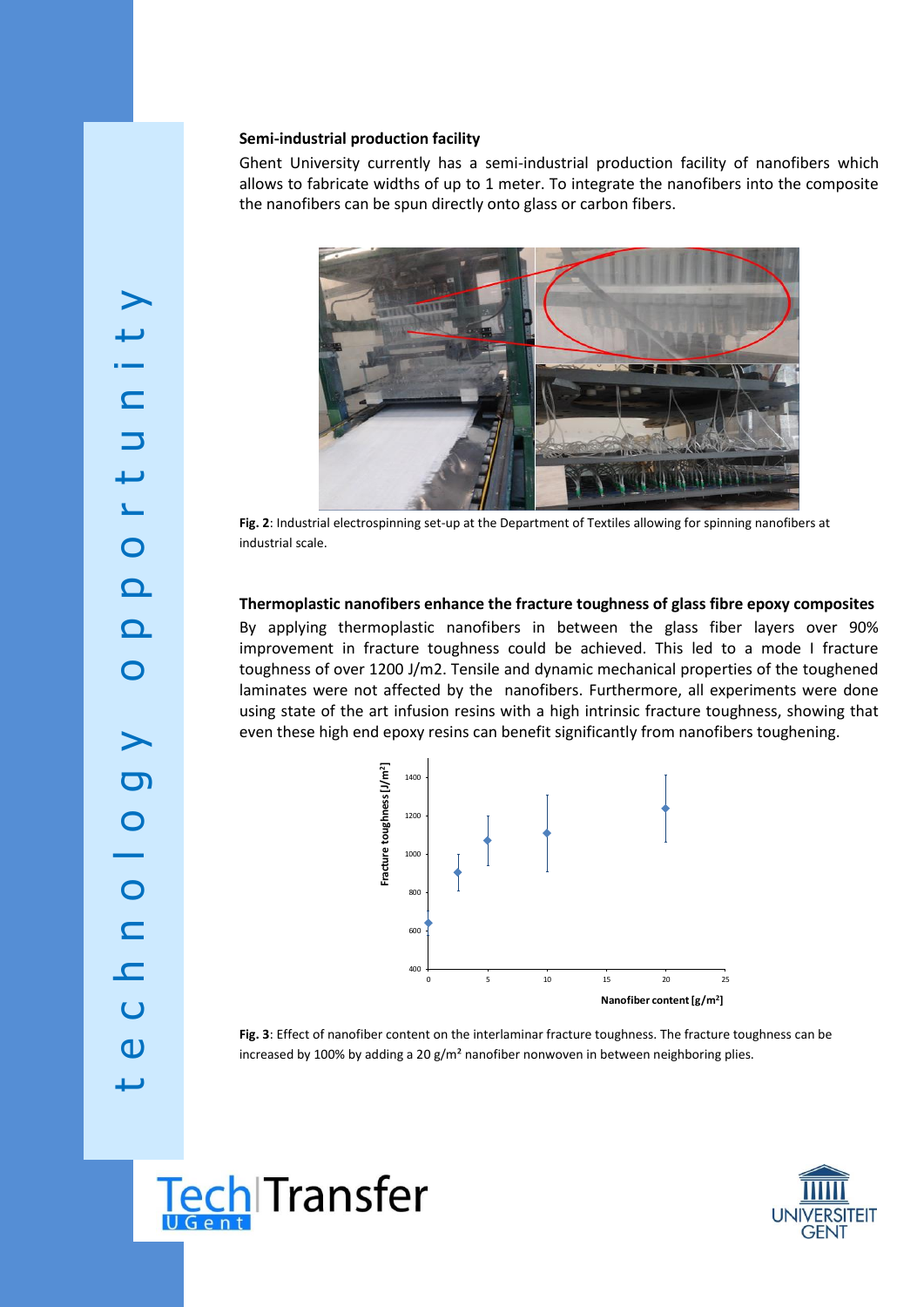### Semi-industrial production facility

Ghent University currently has a semi-industrial production facility of nanofibers which allows to fabricate widths of up to 1 meter. To integrate the nanofibers into the composite the nanofibers can be spun directly onto glass or carbon fibers.

**Fig. 2**: Industrial electrospinning set-up at the Department of Textiles allowing for spinning nanofibers at industrial scale.

### Thermoplastic nanofibers enhance the fracture toughness of glass fibre epoxy composites

By applying thermoplastic nanofibers in between the glass fiber layers over 90% improvement in fracture toughness could be achieved. This led to a mode I fracture toughness of over 1200 J/m2. Tensile and dynamic mechanical properties of the toughened laminates were not affected by the nanofibers. Furthermore, all experiments were done using state of the art infusion resins with a high intrinsic fracture toughness, showing that even these high end epoxy resins can benefit significantly from nanofibers toughening.

**Fig. 3**: Effect of nanofiber content on the interlaminar fracture toughness. The fracture toughness can be increased by 100% by adding a 20 g/m² nanofiber nonwoven in between neighboring plies.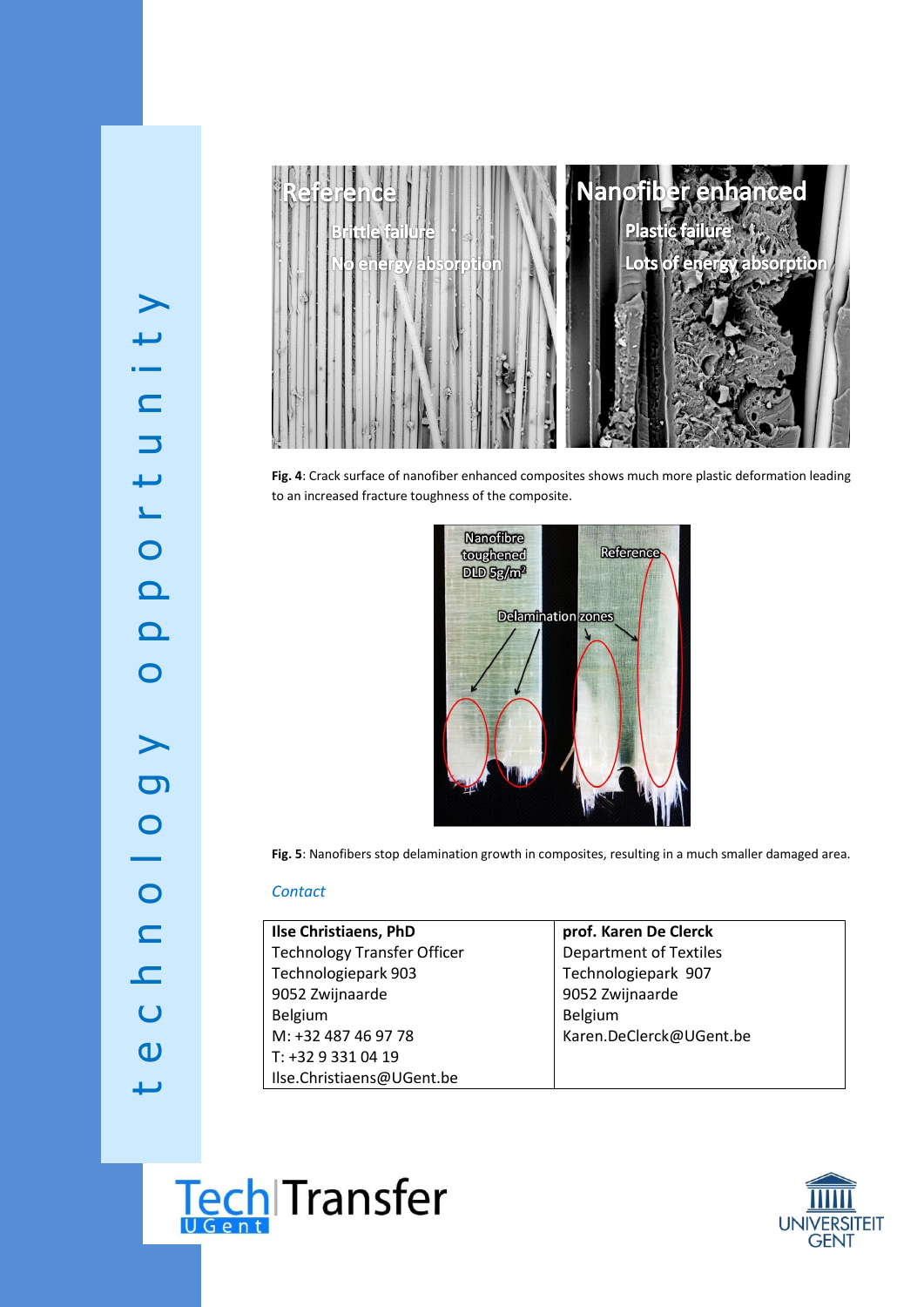**Fig. 4**: Crack surface of nanofiber enhanced composites shows much more plastic deformation leading to an increased fracture toughness of the composite.

**Fig. 5**: Nanofibers stop delamination growth in composites, resulting in a much smaller damaged area.

*Contact*

| | |
|---|---|
| **Ilse Christiaens, PhD**<br>Technology Transfer Officer<br>Technologiepark 903<br>9052 Zwijnaarde<br>Belgium<br>M: +32 487 46 97 78<br>T: +32 9 331 04 19<br>Ilse.Christiaens@UGent.be | **prof. Karen De Clerck**<br>Department of Textiles<br>Technologiepark 907<br>9052 Zwijnaarde<br>Belgium<br>Karen.DeClerck@UGent.be |